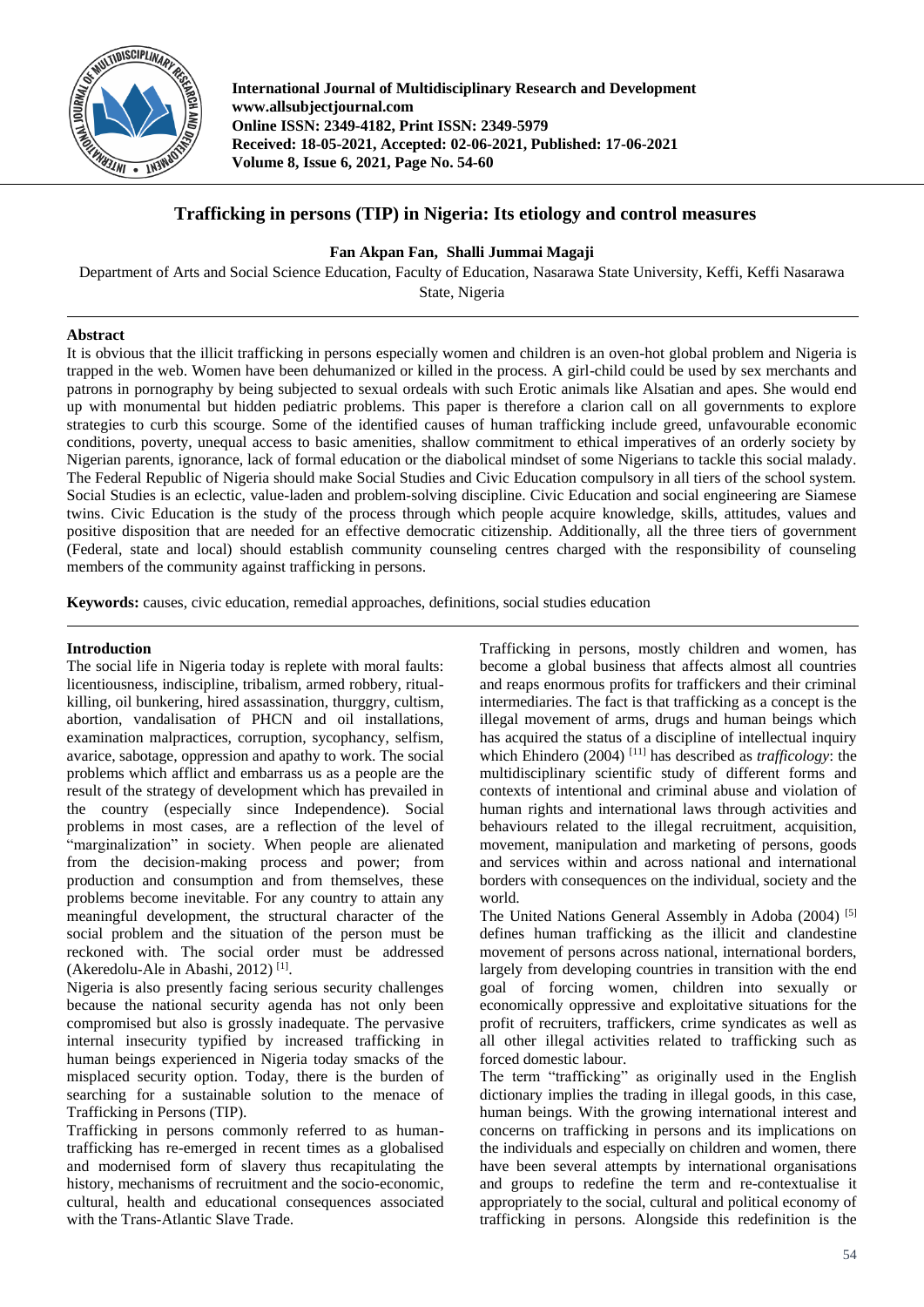# Trafficking in persons (TIP) in Nigeria: Its etiology and control measures

**Fan Akpan Fan, Shalli Jummai Magaji**

Department of Arts and Social Science Education, Faculty of Education, Nasarawa State University, Keffi, Keffi Nasarawa State, Nigeria

## Abstract

It is obvious that the illicit trafficking in persons especially women and children is an oven-hot global problem and Nigeria is trapped in the web. Women have been dehumanized or killed in the process. A girl-child could be used by sex merchants and patrons in pornography by being subjected to sexual ordeals with such Erotic animals like Alsatian and apes. She would end up with monumental but hidden pediatric problems. This paper is therefore a clarion call on all governments to explore strategies to curb this scourge. Some of the identified causes of human trafficking include greed, unfavourable economic conditions, poverty, unequal access to basic amenities, shallow commitment to ethical imperatives of an orderly society by Nigerian parents, ignorance, lack of formal education or the diabolical mindset of some Nigerians to tackle this social malady. The Federal Republic of Nigeria should make Social Studies and Civic Education compulsory in all tiers of the school system. Social Studies is an eclectic, value-laden and problem-solving discipline. Civic Education and social engineering are Siamese twins. Civic Education is the study of the process through which people acquire knowledge, skills, attitudes, values and positive disposition that are needed for an effective democratic citizenship. Additionally, all the three tiers of government (Federal, state and local) should establish community counseling centres charged with the responsibility of counseling members of the community against trafficking in persons.

**Keywords:** causes, civic education, remedial approaches, definitions, social studies education

## Introduction

The social life in Nigeria today is replete with moral faults: licentiousness, indiscipline, tribalism, armed robbery, ritual-killing, oil bunkering, hired assassination, thurggry, cultism, abortion, vandalisation of PHCN and oil installations, examination malpractices, corruption, sycophancy, selfism, avarice, sabotage, oppression and apathy to work. The social problems which afflict and embarrass us as a people are the result of the strategy of development which has prevailed in the country (especially since Independence). Social problems in most cases, are a reflection of the level of "marginalization" in society. When people are alienated from the decision-making process and power; from production and consumption and from themselves, these problems become inevitable. For any country to attain any meaningful development, the structural character of the social problem and the situation of the person must be reckoned with. The social order must be addressed (Akeredolu-Ale in Abashi, 2012) [1].

Nigeria is also presently facing serious security challenges because the national security agenda has not only been compromised but also is grossly inadequate. The pervasive internal insecurity typified by increased trafficking in human beings experienced in Nigeria today smacks of the misplaced security option. Today, there is the burden of searching for a sustainable solution to the menace of Trafficking in Persons (TIP).

Trafficking in persons commonly referred to as human-trafficking has re-emerged in recent times as a globalised and modernised form of slavery thus recapitulating the history, mechanisms of recruitment and the socio-economic, cultural, health and educational consequences associated with the Trans-Atlantic Slave Trade.

Trafficking in persons, mostly children and women, has become a global business that affects almost all countries and reaps enormous profits for traffickers and their criminal intermediaries. The fact is that trafficking as a concept is the illegal movement of arms, drugs and human beings which has acquired the status of a discipline of intellectual inquiry which Ehindero (2004) [11] has described as *trafficology*: the multidisciplinary scientific study of different forms and contexts of intentional and criminal abuse and violation of human rights and international laws through activities and behaviours related to the illegal recruitment, acquisition, movement, manipulation and marketing of persons, goods and services within and across national and international borders with consequences on the individual, society and the world.

The United Nations General Assembly in Adoba (2004) [5] defines human trafficking as the illicit and clandestine movement of persons across national, international borders, largely from developing countries in transition with the end goal of forcing women, children into sexually or economically oppressive and exploitative situations for the profit of recruiters, traffickers, crime syndicates as well as all other illegal activities related to trafficking such as forced domestic labour.

The term "trafficking" as originally used in the English dictionary implies the trading in illegal goods, in this case, human beings. With the growing international interest and concerns on trafficking in persons and its implications on the individuals and especially on children and women, there have been several attempts by international organisations and groups to redefine the term and re-contextualise it appropriately to the social, cultural and political economy of trafficking in persons. Alongside this redefinition is the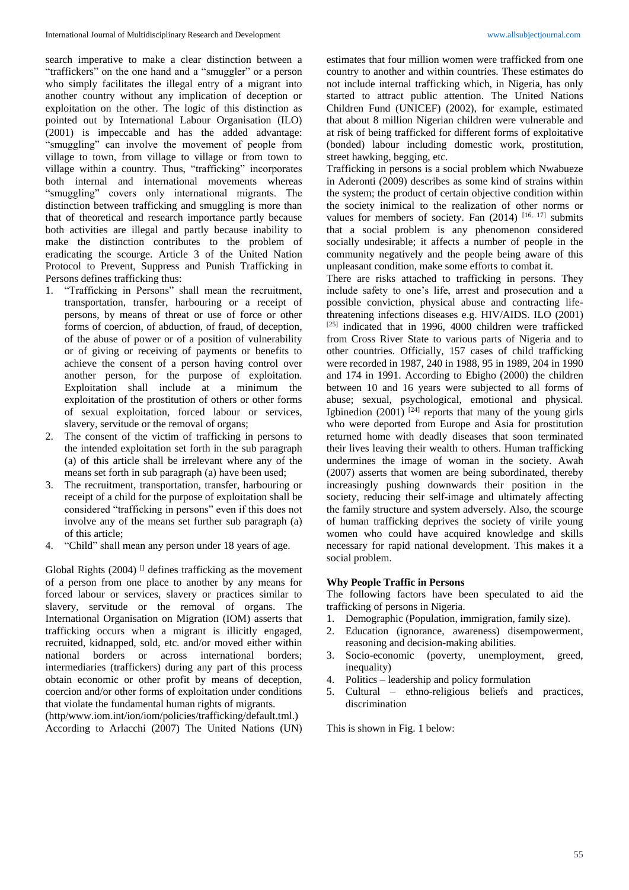search imperative to make a clear distinction between a "traffickers" on the one hand and a "smuggler" or a person who simply facilitates the illegal entry of a migrant into another country without any implication of deception or exploitation on the other. The logic of this distinction as pointed out by International Labour Organisation (ILO) (2001) is impeccable and has the added advantage: "smuggling" can involve the movement of people from village to town, from village to village or from town to village within a country. Thus, "trafficking" incorporates both internal and international movements whereas "smuggling" covers only international migrants. The distinction between trafficking and smuggling is more than that of theoretical and research importance partly because both activities are illegal and partly because inability to make the distinction contributes to the problem of eradicating the scourge. Article 3 of the United Nation Protocol to Prevent, Suppress and Punish Trafficking in Persons defines trafficking thus:

1. "Trafficking in Persons" shall mean the recruitment, transportation, transfer, harbouring or a receipt of persons, by means of threat or use of force or other forms of coercion, of abduction, of fraud, of deception, of the abuse of power or of a position of vulnerability or of giving or receiving of payments or benefits to achieve the consent of a person having control over another person, for the purpose of exploitation. Exploitation shall include at a minimum the exploitation of the prostitution of others or other forms of sexual exploitation, forced labour or services, slavery, servitude or the removal of organs;
2. The consent of the victim of trafficking in persons to the intended exploitation set forth in the sub paragraph (a) of this article shall be irrelevant where any of the means set forth in sub paragraph (a) have been used;
3. The recruitment, transportation, transfer, harbouring or receipt of a child for the purpose of exploitation shall be considered "trafficking in persons" even if this does not involve any of the means set further sub paragraph (a) of this article;
4. "Child" shall mean any person under 18 years of age.

Global Rights (2004) [] defines trafficking as the movement of a person from one place to another by any means for forced labour or services, slavery or practices similar to slavery, servitude or the removal of organs. The International Organisation on Migration (IOM) asserts that trafficking occurs when a migrant is illicitly engaged, recruited, kidnapped, sold, etc. and/or moved either within national borders or across international borders; intermediaries (traffickers) during any part of this process obtain economic or other profit by means of deception, coercion and/or other forms of exploitation under conditions that violate the fundamental human rights of migrants. (http/www.iom.int/ion/iom/policies/trafficking/default.tml.)

According to Arlacchi (2007) The United Nations (UN) estimates that four million women were trafficked from one country to another and within countries. These estimates do not include internal trafficking which, in Nigeria, has only started to attract public attention. The United Nations Children Fund (UNICEF) (2002), for example, estimated that about 8 million Nigerian children were vulnerable and at risk of being trafficked for different forms of exploitative (bonded) labour including domestic work, prostitution, street hawking, begging, etc.

Trafficking in persons is a social problem which Nwabueze in Aderonti (2009) describes as some kind of strains within the system; the product of certain objective condition within the society inimical to the realization of other norms or values for members of society. Fan (2014) [16, 17] submits that a social problem is any phenomenon considered socially undesirable; it affects a number of people in the community negatively and the people being aware of this unpleasant condition, make some efforts to combat it.

There are risks attached to trafficking in persons. They include safety to one's life, arrest and prosecution and a possible conviction, physical abuse and contracting life-threatening infections diseases e.g. HIV/AIDS. ILO (2001) [25] indicated that in 1996, 4000 children were trafficked from Cross River State to various parts of Nigeria and to other countries. Officially, 157 cases of child trafficking were recorded in 1987, 240 in 1988, 95 in 1989, 204 in 1990 and 174 in 1991. According to Ebigho (2000) the children between 10 and 16 years were subjected to all forms of abuse; sexual, psychological, emotional and physical. Igbinedion (2001) [24] reports that many of the young girls who were deported from Europe and Asia for prostitution returned home with deadly diseases that soon terminated their lives leaving their wealth to others. Human trafficking undermines the image of woman in the society. Awah (2007) asserts that women are being subordinated, thereby increasingly pushing downwards their position in the society, reducing their self-image and ultimately affecting the family structure and system adversely. Also, the scourge of human trafficking deprives the society of virile young women who could have acquired knowledge and skills necessary for rapid national development. This makes it a social problem.

## Why People Traffic in Persons

The following factors have been speculated to aid the trafficking of persons in Nigeria.

1. Demographic (Population, immigration, family size).
2. Education (ignorance, awareness) disempowerment, reasoning and decision-making abilities.
3. Socio-economic (poverty, unemployment, greed, inequality)
4. Politics – leadership and policy formulation
5. Cultural – ethno-religious beliefs and practices, discrimination

This is shown in Fig. 1 below: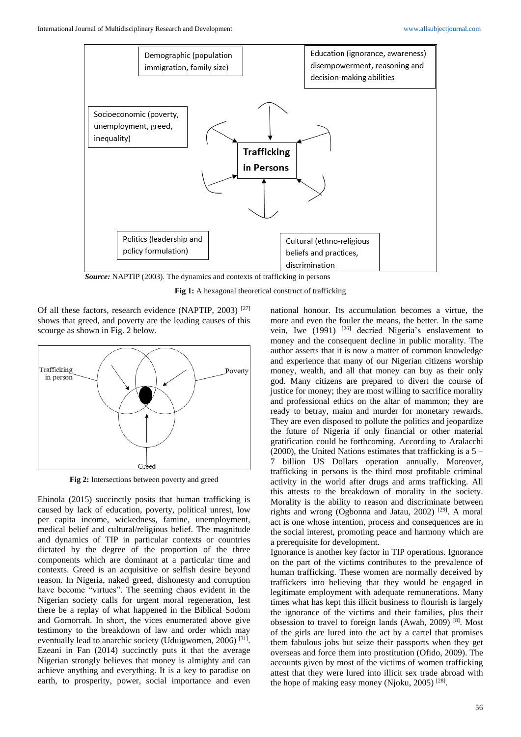Demographic (population immigration, family size)

Education (ignorance, awareness) disempowerment, reasoning and decision-making abilities

Socioeconomic (poverty, unemployment, greed, inequality)

**Trafficking in Persons**

Politics (leadership and policy formulation)

Cultural (ethno-religious beliefs and practices, discrimination

***Source:*** NAPTIP (2003). The dynamics and contexts of trafficking in persons

**Fig 1:** A hexagonal theoretical construct of trafficking

Of all these factors, research evidence (NAPTIP, 2003) [27] shows that greed, and poverty are the leading causes of this scourge as shown in Fig. 2 below.

Trafficking in person

Poverty

Greed

**Fig 2:** Intersections between poverty and greed

Ebinola (2015) succinctly posits that human trafficking is caused by lack of education, poverty, political unrest, low per capita income, wickedness, famine, unemployment, medical belief and cultural/religious belief. The magnitude and dynamics of TIP in particular contexts or countries dictated by the degree of the proportion of the three components which are dominant at a particular time and contexts. Greed is an acquisitive or selfish desire beyond reason. In Nigeria, naked greed, dishonesty and corruption have become "virtues". The seeming chaos evident in the Nigerian society calls for urgent moral regeneration, lest there be a replay of what happened in the Biblical Sodom and Gomorrah. In short, the vices enumerated above give testimony to the breakdown of law and order which may eventually lead to anarchic society (Uduigwomen, 2006) [31]. Ezeani in Fan (2014) succinctly puts it that the average Nigerian strongly believes that money is almighty and can achieve anything and everything. It is a key to paradise on earth, to prosperity, power, social importance and even national honour. Its accumulation becomes a virtue, the more and even the fouler the means, the better. In the same vein, Iwe (1991) [26] decried Nigeria's enslavement to money and the consequent decline in public morality. The author asserts that it is now a matter of common knowledge and experience that many of our Nigerian citizens worship money, wealth, and all that money can buy as their only god. Many citizens are prepared to divert the course of justice for money; they are most willing to sacrifice morality and professional ethics on the altar of mammon; they are ready to betray, maim and murder for monetary rewards. They are even disposed to pollute the politics and jeopardize the future of Nigeria if only financial or other material gratification could be forthcoming. According to Aralacchi (2000), the United Nations estimates that trafficking is a 5 – 7 billion US Dollars operation annually. Moreover, trafficking in persons is the third most profitable criminal activity in the world after drugs and arms trafficking. All this attests to the breakdown of morality in the society. Morality is the ability to reason and discriminate between rights and wrong (Ogbonna and Jatau, 2002) [29]. A moral act is one whose intention, process and consequences are in the social interest, promoting peace and harmony which are a prerequisite for development.

Ignorance is another key factor in TIP operations. Ignorance on the part of the victims contributes to the prevalence of human trafficking. These women are normally deceived by traffickers into believing that they would be engaged in legitimate employment with adequate remunerations. Many times what has kept this illicit business to flourish is largely the ignorance of the victims and their families, plus their obsession to travel to foreign lands (Awah, 2009) [8]. Most of the girls are lured into the act by a cartel that promises them fabulous jobs but seize their passports when they get overseas and force them into prostitution (Ofido, 2009). The accounts given by most of the victims of women trafficking attest that they were lured into illicit sex trade abroad with the hope of making easy money (Njoku, 2005) [28].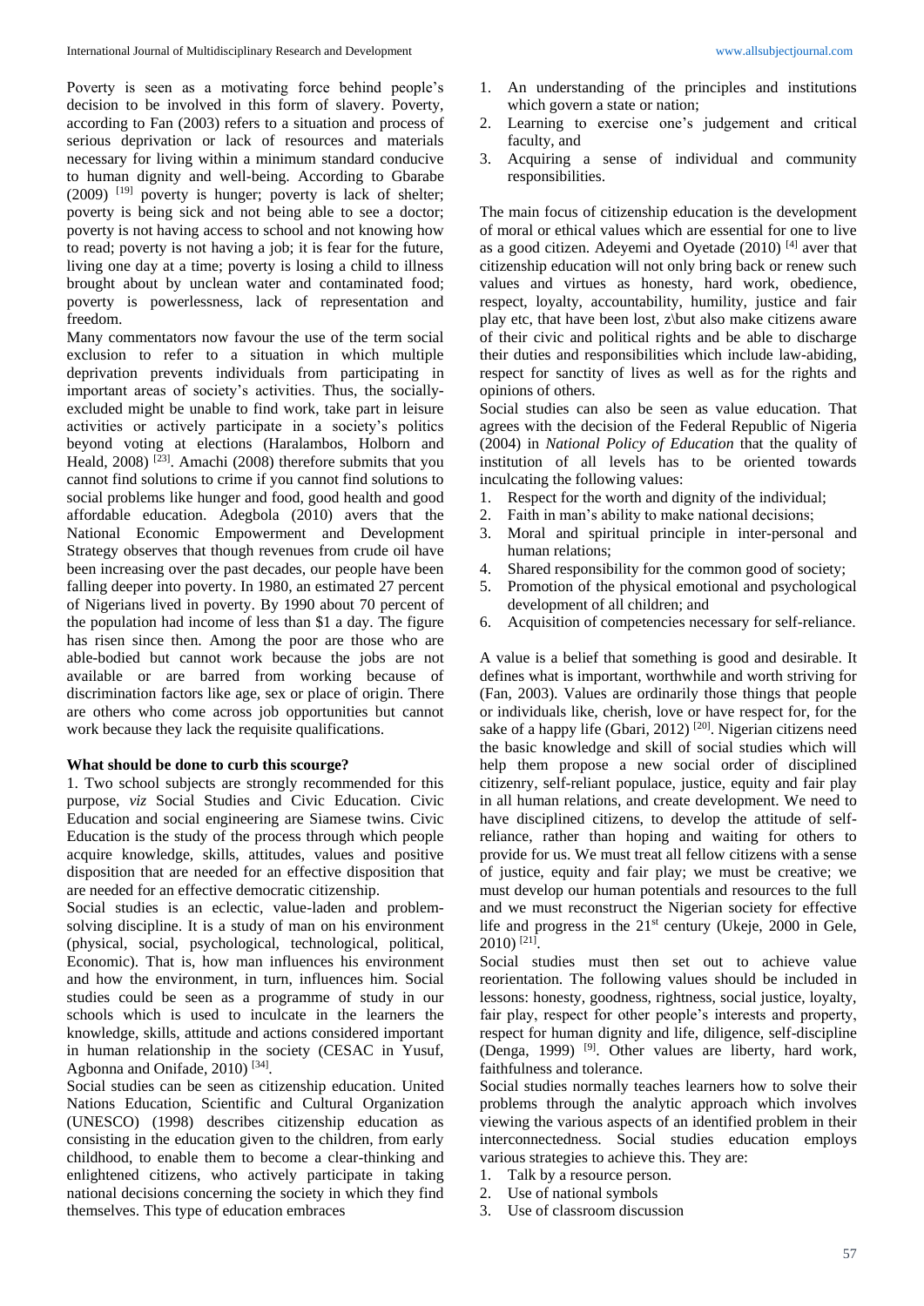Poverty is seen as a motivating force behind people's decision to be involved in this form of slavery. Poverty, according to Fan (2003) refers to a situation and process of serious deprivation or lack of resources and materials necessary for living within a minimum standard conducive to human dignity and well-being. According to Gbarabe (2009) [19] poverty is hunger; poverty is lack of shelter; poverty is being sick and not being able to see a doctor; poverty is not having access to school and not knowing how to read; poverty is not having a job; it is fear for the future, living one day at a time; poverty is losing a child to illness brought about by unclean water and contaminated food; poverty is powerlessness, lack of representation and freedom.

Many commentators now favour the use of the term social exclusion to refer to a situation in which multiple deprivation prevents individuals from participating in important areas of society's activities. Thus, the socially-excluded might be unable to find work, take part in leisure activities or actively participate in a society's politics beyond voting at elections (Haralambos, Holborn and Heald, 2008) [23]. Amachi (2008) therefore submits that you cannot find solutions to crime if you cannot find solutions to social problems like hunger and food, good health and good affordable education. Adegbola (2010) avers that the National Economic Empowerment and Development Strategy observes that though revenues from crude oil have been increasing over the past decades, our people have been falling deeper into poverty. In 1980, an estimated 27 percent of Nigerians lived in poverty. By 1990 about 70 percent of the population had income of less than $1 a day. The figure has risen since then. Among the poor are those who are able-bodied but cannot work because the jobs are not available or are barred from working because of discrimination factors like age, sex or place of origin. There are others who come across job opportunities but cannot work because they lack the requisite qualifications.

**What should be done to curb this scourge?**

1. Two school subjects are strongly recommended for this purpose, *viz* Social Studies and Civic Education. Civic Education and social engineering are Siamese twins. Civic Education is the study of the process through which people acquire knowledge, skills, attitudes, values and positive disposition that are needed for an effective disposition that are needed for an effective democratic citizenship.

Social studies is an eclectic, value-laden and problem-solving discipline. It is a study of man on his environment (physical, social, psychological, technological, political, Economic). That is, how man influences his environment and how the environment, in turn, influences him. Social studies could be seen as a programme of study in our schools which is used to inculcate in the learners the knowledge, skills, attitude and actions considered important in human relationship in the society (CESAC in Yusuf, Agbonna and Onifade, 2010) [34].

Social studies can be seen as citizenship education. United Nations Education, Scientific and Cultural Organization (UNESCO) (1998) describes citizenship education as consisting in the education given to the children, from early childhood, to enable them to become a clear-thinking and enlightened citizens, who actively participate in taking national decisions concerning the society in which they find themselves. This type of education embraces

1. An understanding of the principles and institutions which govern a state or nation;
2. Learning to exercise one's judgement and critical faculty, and
3. Acquiring a sense of individual and community responsibilities.

The main focus of citizenship education is the development of moral or ethical values which are essential for one to live as a good citizen. Adeyemi and Oyetade (2010) [4] aver that citizenship education will not only bring back or renew such values and virtues as honesty, hard work, obedience, respect, loyalty, accountability, humility, justice and fair play etc, that have been lost, z\but also make citizens aware of their civic and political rights and be able to discharge their duties and responsibilities which include law-abiding, respect for sanctity of lives as well as for the rights and opinions of others.

Social studies can also be seen as value education. That agrees with the decision of the Federal Republic of Nigeria (2004) in *National Policy of Education* that the quality of institution of all levels has to be oriented towards inculcating the following values:

1. Respect for the worth and dignity of the individual;
2. Faith in man's ability to make national decisions;
3. Moral and spiritual principle in inter-personal and human relations;
4. Shared responsibility for the common good of society;
5. Promotion of the physical emotional and psychological development of all children; and
6. Acquisition of competencies necessary for self-reliance.

A value is a belief that something is good and desirable. It defines what is important, worthwhile and worth striving for (Fan, 2003). Values are ordinarily those things that people or individuals like, cherish, love or have respect for, for the sake of a happy life (Gbari, 2012) [20]. Nigerian citizens need the basic knowledge and skill of social studies which will help them propose a new social order of disciplined citizenry, self-reliant populace, justice, equity and fair play in all human relations, and create development. We need to have disciplined citizens, to develop the attitude of self-reliance, rather than hoping and waiting for others to provide for us. We must treat all fellow citizens with a sense of justice, equity and fair play; we must be creative; we must develop our human potentials and resources to the full and we must reconstruct the Nigerian society for effective life and progress in the 21st century (Ukeje, 2000 in Gele, 2010) [21].

Social studies must then set out to achieve value reorientation. The following values should be included in lessons: honesty, goodness, rightness, social justice, loyalty, fair play, respect for other people's interests and property, respect for human dignity and life, diligence, self-discipline (Denga, 1999) [9]. Other values are liberty, hard work, faithfulness and tolerance.

Social studies normally teaches learners how to solve their problems through the analytic approach which involves viewing the various aspects of an identified problem in their interconnectedness. Social studies education employs various strategies to achieve this. They are:

1. Talk by a resource person.
2. Use of national symbols
3. Use of classroom discussion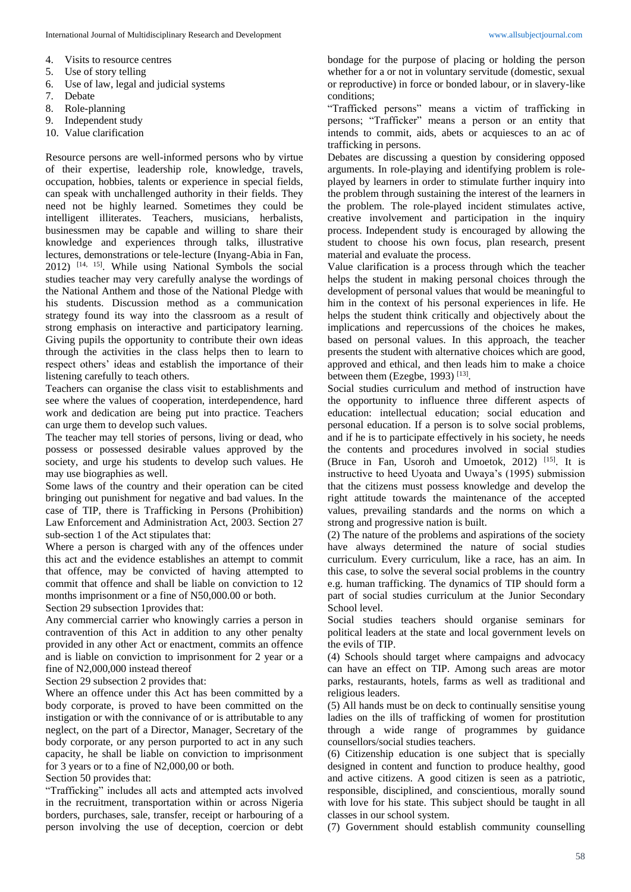4. Visits to resource centres
5. Use of story telling
6. Use of law, legal and judicial systems
7. Debate
8. Role-planning
9. Independent study
10. Value clarification

Resource persons are well-informed persons who by virtue of their expertise, leadership role, knowledge, travels, occupation, hobbies, talents or experience in special fields, can speak with unchallenged authority in their fields. They need not be highly learned. Sometimes they could be intelligent illiterates. Teachers, musicians, herbalists, businessmen may be capable and willing to share their knowledge and experiences through talks, illustrative lectures, demonstrations or tele-lecture (Inyang-Abia in Fan, 2012) [14, 15]. While using National Symbols the social studies teacher may very carefully analyse the wordings of the National Anthem and those of the National Pledge with his students. Discussion method as a communication strategy found its way into the classroom as a result of strong emphasis on interactive and participatory learning. Giving pupils the opportunity to contribute their own ideas through the activities in the class helps then to learn to respect others' ideas and establish the importance of their listening carefully to teach others.

Teachers can organise the class visit to establishments and see where the values of cooperation, interdependence, hard work and dedication are being put into practice. Teachers can urge them to develop such values.

The teacher may tell stories of persons, living or dead, who possess or possessed desirable values approved by the society, and urge his students to develop such values. He may use biographies as well.

Some laws of the country and their operation can be cited bringing out punishment for negative and bad values. In the case of TIP, there is Trafficking in Persons (Prohibition) Law Enforcement and Administration Act, 2003. Section 27 sub-section 1 of the Act stipulates that:

Where a person is charged with any of the offences under this act and the evidence establishes an attempt to commit that offence, may be convicted of having attempted to commit that offence and shall be liable on conviction to 12 months imprisonment or a fine of N50,000.00 or both.

Section 29 subsection 1provides that:

Any commercial carrier who knowingly carries a person in contravention of this Act in addition to any other penalty provided in any other Act or enactment, commits an offence and is liable on conviction to imprisonment for 2 year or a fine of N2,000,000 instead thereof

Section 29 subsection 2 provides that:

Where an offence under this Act has been committed by a body corporate, is proved to have been committed on the instigation or with the connivance of or is attributable to any neglect, on the part of a Director, Manager, Secretary of the body corporate, or any person purported to act in any such capacity, he shall be liable on conviction to imprisonment for 3 years or to a fine of N2,000,00 or both.

Section 50 provides that:

"Trafficking" includes all acts and attempted acts involved in the recruitment, transportation within or across Nigeria borders, purchases, sale, transfer, receipt or harbouring of a person involving the use of deception, coercion or debt bondage for the purpose of placing or holding the person whether for a or not in voluntary servitude (domestic, sexual or reproductive) in force or bonded labour, or in slavery-like conditions;

"Trafficked persons" means a victim of trafficking in persons; "Trafficker" means a person or an entity that intends to commit, aids, abets or acquiesces to an ac of trafficking in persons.

Debates are discussing a question by considering opposed arguments. In role-playing and identifying problem is role-played by learners in order to stimulate further inquiry into the problem through sustaining the interest of the learners in the problem. The role-played incident stimulates active, creative involvement and participation in the inquiry process. Independent study is encouraged by allowing the student to choose his own focus, plan research, present material and evaluate the process.

Value clarification is a process through which the teacher helps the student in making personal choices through the development of personal values that would be meaningful to him in the context of his personal experiences in life. He helps the student think critically and objectively about the implications and repercussions of the choices he makes, based on personal values. In this approach, the teacher presents the student with alternative choices which are good, approved and ethical, and then leads him to make a choice between them (Ezegbe, 1993) [13].

Social studies curriculum and method of instruction have the opportunity to influence three different aspects of education: intellectual education; social education and personal education. If a person is to solve social problems, and if he is to participate effectively in his society, he needs the contents and procedures involved in social studies (Bruce in Fan, Usoroh and Umoetok, 2012) [15]. It is instructive to heed Uyoata and Uwaya's (1995) submission that the citizens must possess knowledge and develop the right attitude towards the maintenance of the accepted values, prevailing standards and the norms on which a strong and progressive nation is built.

(2) The nature of the problems and aspirations of the society have always determined the nature of social studies curriculum. Every curriculum, like a race, has an aim. In this case, to solve the several social problems in the country e.g. human trafficking. The dynamics of TIP should form a part of social studies curriculum at the Junior Secondary School level.

Social studies teachers should organise seminars for political leaders at the state and local government levels on the evils of TIP.

(4) Schools should target where campaigns and advocacy can have an effect on TIP. Among such areas are motor parks, restaurants, hotels, farms as well as traditional and religious leaders.

(5) All hands must be on deck to continually sensitise young ladies on the ills of trafficking of women for prostitution through a wide range of programmes by guidance counsellors/social studies teachers.

(6) Citizenship education is one subject that is specially designed in content and function to produce healthy, good and active citizens. A good citizen is seen as a patriotic, responsible, disciplined, and conscientious, morally sound with love for his state. This subject should be taught in all classes in our school system.

(7) Government should establish community counselling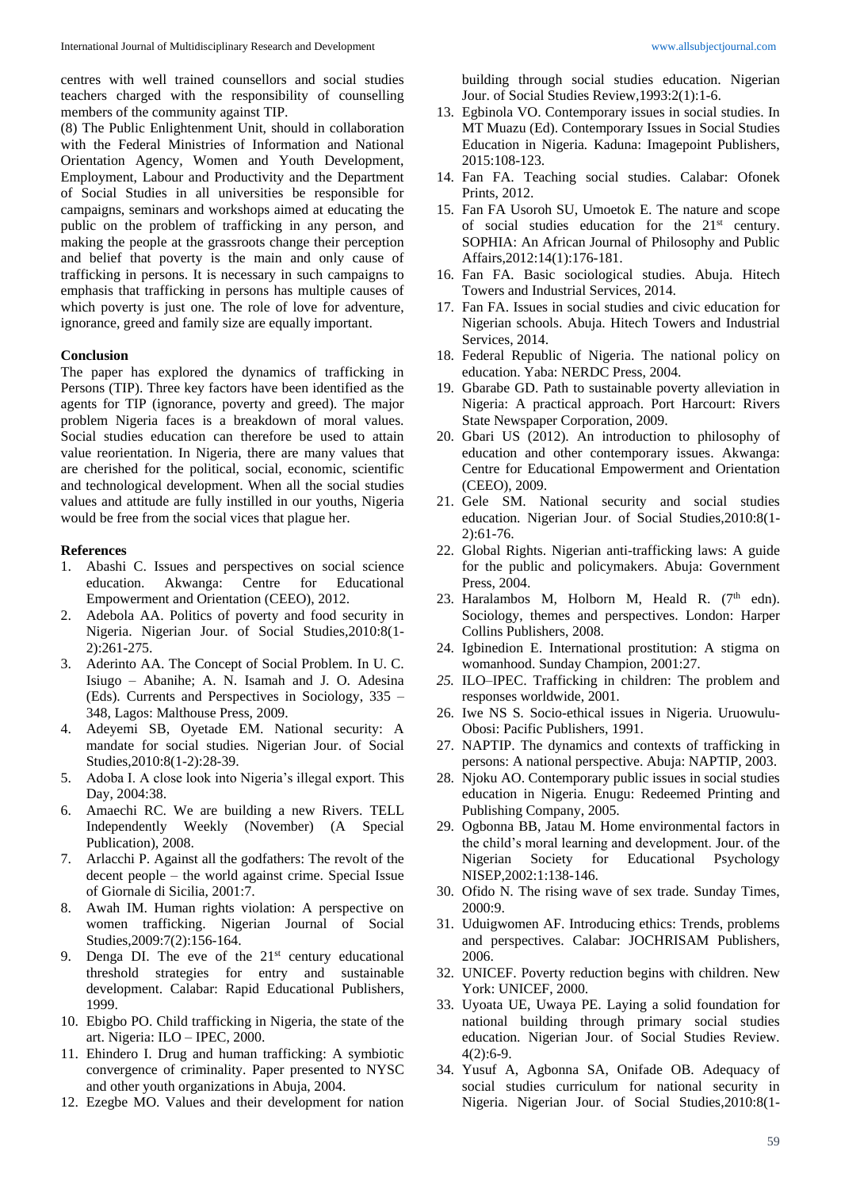centres with well trained counsellors and social studies teachers charged with the responsibility of counselling members of the community against TIP.

(8) The Public Enlightenment Unit, should in collaboration with the Federal Ministries of Information and National Orientation Agency, Women and Youth Development, Employment, Labour and Productivity and the Department of Social Studies in all universities be responsible for campaigns, seminars and workshops aimed at educating the public on the problem of trafficking in any person, and making the people at the grassroots change their perception and belief that poverty is the main and only cause of trafficking in persons. It is necessary in such campaigns to emphasis that trafficking in persons has multiple causes of which poverty is just one. The role of love for adventure, ignorance, greed and family size are equally important.

**Conclusion**

The paper has explored the dynamics of trafficking in Persons (TIP). Three key factors have been identified as the agents for TIP (ignorance, poverty and greed). The major problem Nigeria faces is a breakdown of moral values. Social studies education can therefore be used to attain value reorientation. In Nigeria, there are many values that are cherished for the political, social, economic, scientific and technological development. When all the social studies values and attitude are fully instilled in our youths, Nigeria would be free from the social vices that plague her.

**References**

1. Abashi C. Issues and perspectives on social science education. Akwanga: Centre for Educational Empowerment and Orientation (CEEO), 2012.
2. Adebola AA. Politics of poverty and food security in Nigeria. Nigerian Jour. of Social Studies,2010:8(1-2):261-275.
3. Aderinto AA. The Concept of Social Problem. In U. C. Isiugo – Abanihe; A. N. Isamah and J. O. Adesina (Eds). Currents and Perspectives in Sociology, 335 – 348, Lagos: Malthouse Press, 2009.
4. Adeyemi SB, Oyetade EM. National security: A mandate for social studies. Nigerian Jour. of Social Studies,2010:8(1-2):28-39.
5. Adoba I. A close look into Nigeria's illegal export. This Day, 2004:38.
6. Amaechi RC. We are building a new Rivers. TELL Independently Weekly (November) (A Special Publication), 2008.
7. Arlacchi P. Against all the godfathers: The revolt of the decent people – the world against crime. Special Issue of Giornale di Sicilia, 2001:7.
8. Awah IM. Human rights violation: A perspective on women trafficking. Nigerian Journal of Social Studies,2009:7(2):156-164.
9. Denga DI. The eve of the 21st century educational threshold strategies for entry and sustainable development. Calabar: Rapid Educational Publishers, 1999.
10. Ebigbo PO. Child trafficking in Nigeria, the state of the art. Nigeria: ILO – IPEC, 2000.
11. Ehindero I. Drug and human trafficking: A symbiotic convergence of criminality. Paper presented to NYSC and other youth organizations in Abuja, 2004.
12. Ezegbe MO. Values and their development for nation building through social studies education. Nigerian Jour. of Social Studies Review,1993:2(1):1-6.
13. Egbinola VO. Contemporary issues in social studies. In MT Muazu (Ed). Contemporary Issues in Social Studies Education in Nigeria. Kaduna: Imagepoint Publishers, 2015:108-123.
14. Fan FA. Teaching social studies. Calabar: Ofonek Prints, 2012.
15. Fan FA Usoroh SU, Umoetok E. The nature and scope of social studies education for the 21st century. SOPHIA: An African Journal of Philosophy and Public Affairs,2012:14(1):176-181.
16. Fan FA. Basic sociological studies. Abuja. Hitech Towers and Industrial Services, 2014.
17. Fan FA. Issues in social studies and civic education for Nigerian schools. Abuja. Hitech Towers and Industrial Services, 2014.
18. Federal Republic of Nigeria. The national policy on education. Yaba: NERDC Press, 2004.
19. Gbarabe GD. Path to sustainable poverty alleviation in Nigeria: A practical approach. Port Harcourt: Rivers State Newspaper Corporation, 2009.
20. Gbari US (2012). An introduction to philosophy of education and other contemporary issues. Akwanga: Centre for Educational Empowerment and Orientation (CEEO), 2009.
21. Gele SM. National security and social studies education. Nigerian Jour. of Social Studies,2010:8(1-2):61-76.
22. Global Rights. Nigerian anti-trafficking laws: A guide for the public and policymakers. Abuja: Government Press, 2004.
23. Haralambos M, Holborn M, Heald R. (7th edn). Sociology, themes and perspectives. London: Harper Collins Publishers, 2008.
24. Igbinedion E. International prostitution: A stigma on womanhood. Sunday Champion, 2001:27.
25. ILO–IPEC. Trafficking in children: The problem and responses worldwide, 2001.
26. Iwe NS S. Socio-ethical issues in Nigeria. Uruowulu-Obosi: Pacific Publishers, 1991.
27. NAPTIP. The dynamics and contexts of trafficking in persons: A national perspective. Abuja: NAPTIP, 2003.
28. Njoku AO. Contemporary public issues in social studies education in Nigeria. Enugu: Redeemed Printing and Publishing Company, 2005.
29. Ogbonna BB, Jatau M. Home environmental factors in the child's moral learning and development. Jour. of the Nigerian Society for Educational Psychology NISEP,2002:1:138-146.
30. Ofido N. The rising wave of sex trade. Sunday Times, 2000:9.
31. Uduigwomen AF. Introducing ethics: Trends, problems and perspectives. Calabar: JOCHRISAM Publishers, 2006.
32. UNICEF. Poverty reduction begins with children. New York: UNICEF, 2000.
33. Uyoata UE, Uwaya PE. Laying a solid foundation for national building through primary social studies education. Nigerian Jour. of Social Studies Review. 4(2):6-9.
34. Yusuf A, Agbonna SA, Onifade OB. Adequacy of social studies curriculum for national security in Nigeria. Nigerian Jour. of Social Studies,2010:8(1-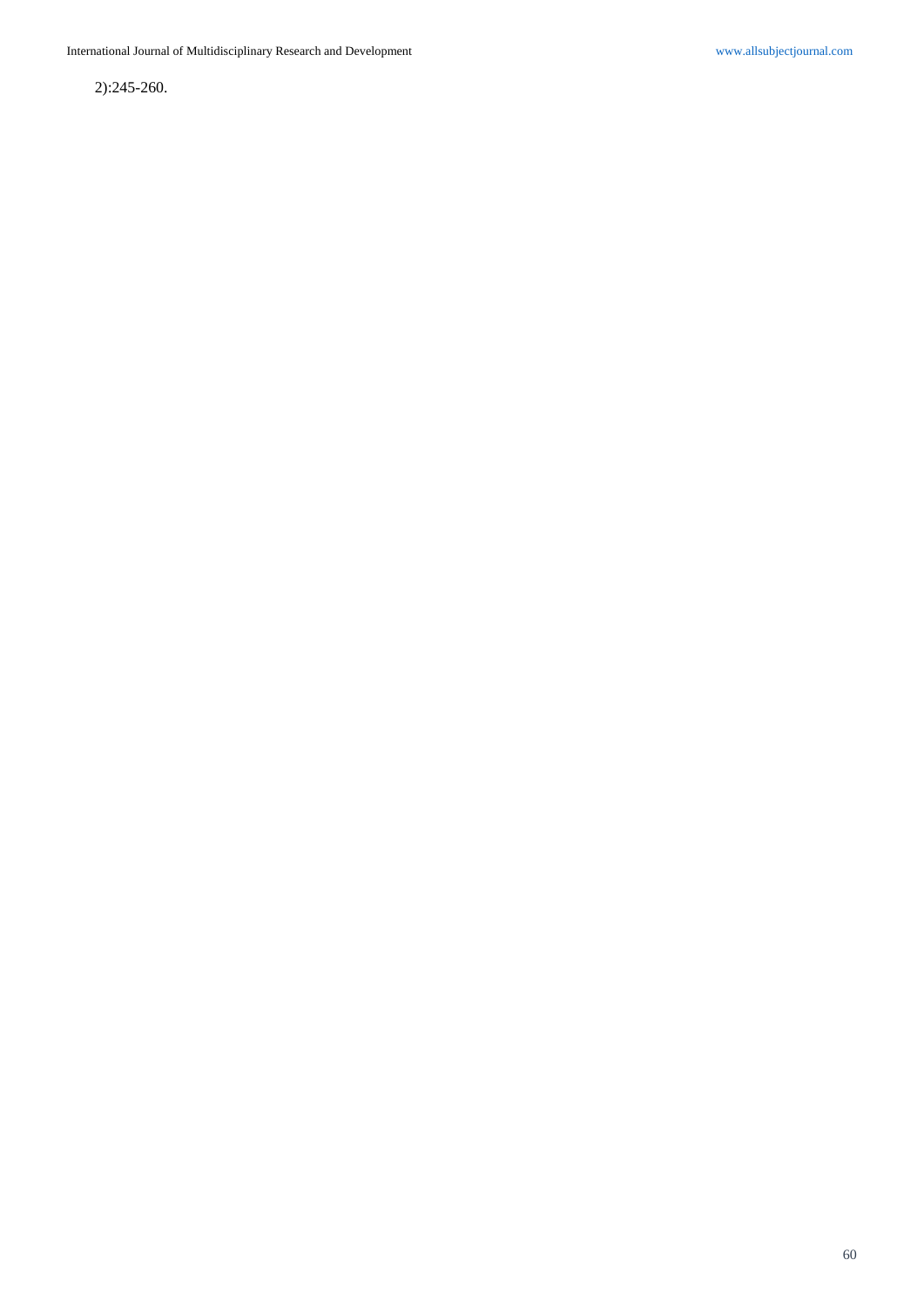2):245-260.